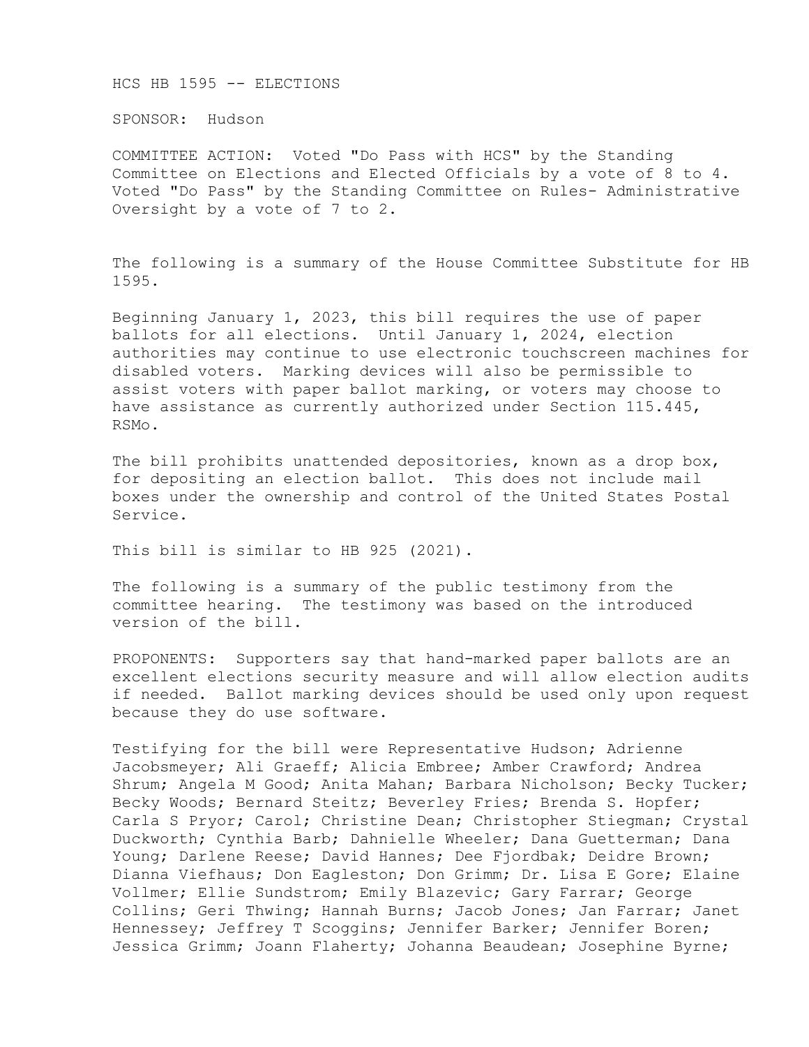HCS HB 1595 -- ELECTIONS

SPONSOR: Hudson

COMMITTEE ACTION: Voted "Do Pass with HCS" by the Standing Committee on Elections and Elected Officials by a vote of 8 to 4. Voted "Do Pass" by the Standing Committee on Rules- Administrative Oversight by a vote of 7 to 2.

The following is a summary of the House Committee Substitute for HB 1595.

Beginning January 1, 2023, this bill requires the use of paper ballots for all elections. Until January 1, 2024, election authorities may continue to use electronic touchscreen machines for disabled voters. Marking devices will also be permissible to assist voters with paper ballot marking, or voters may choose to have assistance as currently authorized under Section 115.445, RSMo.

The bill prohibits unattended depositories, known as a drop box, for depositing an election ballot. This does not include mail boxes under the ownership and control of the United States Postal Service.

This bill is similar to HB 925 (2021).

The following is a summary of the public testimony from the committee hearing. The testimony was based on the introduced version of the bill.

PROPONENTS: Supporters say that hand-marked paper ballots are an excellent elections security measure and will allow election audits if needed. Ballot marking devices should be used only upon request because they do use software.

Testifying for the bill were Representative Hudson; Adrienne Jacobsmeyer; Ali Graeff; Alicia Embree; Amber Crawford; Andrea Shrum; Angela M Good; Anita Mahan; Barbara Nicholson; Becky Tucker; Becky Woods; Bernard Steitz; Beverley Fries; Brenda S. Hopfer; Carla S Pryor; Carol; Christine Dean; Christopher Stiegman; Crystal Duckworth; Cynthia Barb; Dahnielle Wheeler; Dana Guetterman; Dana Young; Darlene Reese; David Hannes; Dee Fjordbak; Deidre Brown; Dianna Viefhaus; Don Eagleston; Don Grimm; Dr. Lisa E Gore; Elaine Vollmer; Ellie Sundstrom; Emily Blazevic; Gary Farrar; George Collins; Geri Thwing; Hannah Burns; Jacob Jones; Jan Farrar; Janet Hennessey; Jeffrey T Scoggins; Jennifer Barker; Jennifer Boren; Jessica Grimm; Joann Flaherty; Johanna Beaudean; Josephine Byrne;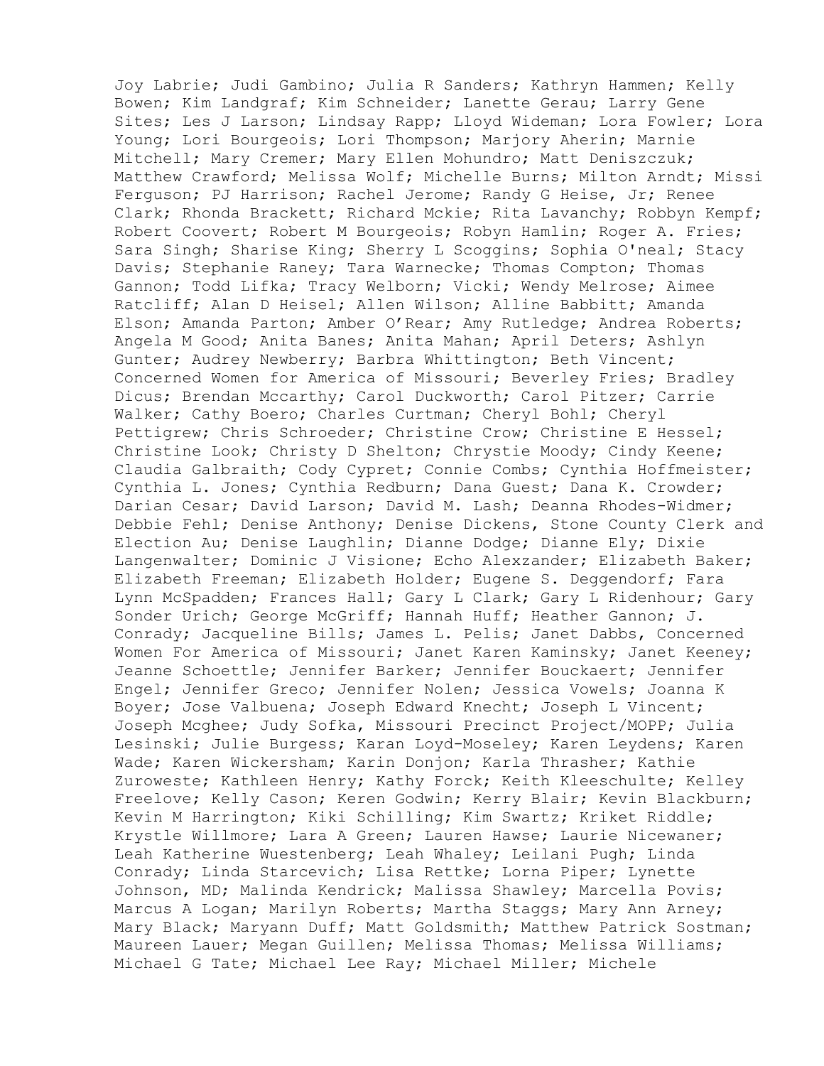Joy Labrie; Judi Gambino; Julia R Sanders; Kathryn Hammen; Kelly Bowen; Kim Landgraf; Kim Schneider; Lanette Gerau; Larry Gene Sites; Les J Larson; Lindsay Rapp; Lloyd Wideman; Lora Fowler; Lora Young; Lori Bourgeois; Lori Thompson; Marjory Aherin; Marnie Mitchell; Mary Cremer; Mary Ellen Mohundro; Matt Deniszczuk; Matthew Crawford; Melissa Wolf; Michelle Burns; Milton Arndt; Missi Ferguson; PJ Harrison; Rachel Jerome; Randy G Heise, Jr; Renee Clark; Rhonda Brackett; Richard Mckie; Rita Lavanchy; Robbyn Kempf; Robert Coovert; Robert M Bourgeois; Robyn Hamlin; Roger A. Fries; Sara Singh; Sharise King; Sherry L Scoggins; Sophia O'neal; Stacy Davis; Stephanie Raney; Tara Warnecke; Thomas Compton; Thomas Gannon; Todd Lifka; Tracy Welborn; Vicki; Wendy Melrose; Aimee Ratcliff; Alan D Heisel; Allen Wilson; Alline Babbitt; Amanda Elson; Amanda Parton; Amber O'Rear; Amy Rutledge; Andrea Roberts; Angela M Good; Anita Banes; Anita Mahan; April Deters; Ashlyn Gunter; Audrey Newberry; Barbra Whittington; Beth Vincent; Concerned Women for America of Missouri; Beverley Fries; Bradley Dicus; Brendan Mccarthy; Carol Duckworth; Carol Pitzer; Carrie Walker; Cathy Boero; Charles Curtman; Cheryl Bohl; Cheryl Pettigrew; Chris Schroeder; Christine Crow; Christine E Hessel; Christine Look; Christy D Shelton; Chrystie Moody; Cindy Keene; Claudia Galbraith; Cody Cypret; Connie Combs; Cynthia Hoffmeister; Cynthia L. Jones; Cynthia Redburn; Dana Guest; Dana K. Crowder; Darian Cesar; David Larson; David M. Lash; Deanna Rhodes-Widmer; Debbie Fehl; Denise Anthony; Denise Dickens, Stone County Clerk and Election Au; Denise Laughlin; Dianne Dodge; Dianne Ely; Dixie Langenwalter; Dominic J Visione; Echo Alexzander; Elizabeth Baker; Elizabeth Freeman; Elizabeth Holder; Eugene S. Deggendorf; Fara Lynn McSpadden; Frances Hall; Gary L Clark; Gary L Ridenhour; Gary Sonder Urich; George McGriff; Hannah Huff; Heather Gannon; J. Conrady; Jacqueline Bills; James L. Pelis; Janet Dabbs, Concerned Women For America of Missouri; Janet Karen Kaminsky; Janet Keeney; Jeanne Schoettle; Jennifer Barker; Jennifer Bouckaert; Jennifer Engel; Jennifer Greco; Jennifer Nolen; Jessica Vowels; Joanna K Boyer; Jose Valbuena; Joseph Edward Knecht; Joseph L Vincent; Joseph Mcghee; Judy Sofka, Missouri Precinct Project/MOPP; Julia Lesinski; Julie Burgess; Karan Loyd-Moseley; Karen Leydens; Karen Wade; Karen Wickersham; Karin Donjon; Karla Thrasher; Kathie Zuroweste; Kathleen Henry; Kathy Forck; Keith Kleeschulte; Kelley Freelove; Kelly Cason; Keren Godwin; Kerry Blair; Kevin Blackburn; Kevin M Harrington; Kiki Schilling; Kim Swartz; Kriket Riddle; Krystle Willmore; Lara A Green; Lauren Hawse; Laurie Nicewaner; Leah Katherine Wuestenberg; Leah Whaley; Leilani Pugh; Linda Conrady; Linda Starcevich; Lisa Rettke; Lorna Piper; Lynette Johnson, MD; Malinda Kendrick; Malissa Shawley; Marcella Povis; Marcus A Logan; Marilyn Roberts; Martha Staggs; Mary Ann Arney; Mary Black; Maryann Duff; Matt Goldsmith; Matthew Patrick Sostman; Maureen Lauer; Megan Guillen; Melissa Thomas; Melissa Williams; Michael G Tate; Michael Lee Ray; Michael Miller; Michele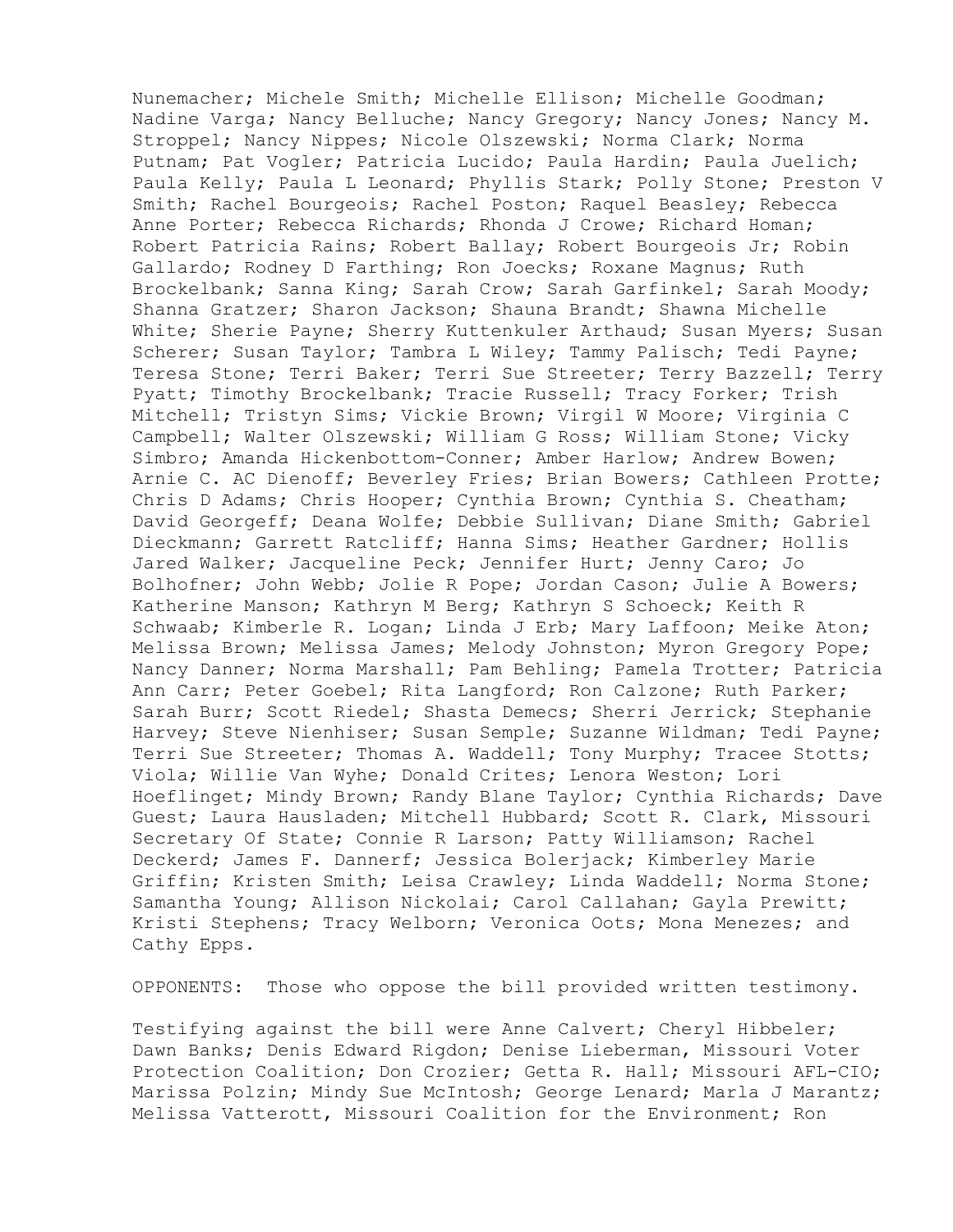Nunemacher; Michele Smith; Michelle Ellison; Michelle Goodman; Nadine Varga; Nancy Belluche; Nancy Gregory; Nancy Jones; Nancy M. Stroppel; Nancy Nippes; Nicole Olszewski; Norma Clark; Norma Putnam; Pat Vogler; Patricia Lucido; Paula Hardin; Paula Juelich; Paula Kelly; Paula L Leonard; Phyllis Stark; Polly Stone; Preston V Smith; Rachel Bourgeois; Rachel Poston; Raquel Beasley; Rebecca Anne Porter; Rebecca Richards; Rhonda J Crowe; Richard Homan; Robert Patricia Rains; Robert Ballay; Robert Bourgeois Jr; Robin Gallardo; Rodney D Farthing; Ron Joecks; Roxane Magnus; Ruth Brockelbank; Sanna King; Sarah Crow; Sarah Garfinkel; Sarah Moody; Shanna Gratzer; Sharon Jackson; Shauna Brandt; Shawna Michelle White; Sherie Payne; Sherry Kuttenkuler Arthaud; Susan Myers; Susan Scherer; Susan Taylor; Tambra L Wiley; Tammy Palisch; Tedi Payne; Teresa Stone; Terri Baker; Terri Sue Streeter; Terry Bazzell; Terry Pyatt; Timothy Brockelbank; Tracie Russell; Tracy Forker; Trish Mitchell; Tristyn Sims; Vickie Brown; Virgil W Moore; Virginia C Campbell; Walter Olszewski; William G Ross; William Stone; Vicky Simbro; Amanda Hickenbottom-Conner; Amber Harlow; Andrew Bowen; Arnie C. AC Dienoff; Beverley Fries; Brian Bowers; Cathleen Protte; Chris D Adams; Chris Hooper; Cynthia Brown; Cynthia S. Cheatham; David Georgeff; Deana Wolfe; Debbie Sullivan; Diane Smith; Gabriel Dieckmann; Garrett Ratcliff; Hanna Sims; Heather Gardner; Hollis Jared Walker; Jacqueline Peck; Jennifer Hurt; Jenny Caro; Jo Bolhofner; John Webb; Jolie R Pope; Jordan Cason; Julie A Bowers; Katherine Manson; Kathryn M Berg; Kathryn S Schoeck; Keith R Schwaab; Kimberle R. Logan; Linda J Erb; Mary Laffoon; Meike Aton; Melissa Brown; Melissa James; Melody Johnston; Myron Gregory Pope; Nancy Danner; Norma Marshall; Pam Behling; Pamela Trotter; Patricia Ann Carr; Peter Goebel; Rita Langford; Ron Calzone; Ruth Parker; Sarah Burr; Scott Riedel; Shasta Demecs; Sherri Jerrick; Stephanie Harvey; Steve Nienhiser; Susan Semple; Suzanne Wildman; Tedi Payne; Terri Sue Streeter; Thomas A. Waddell; Tony Murphy; Tracee Stotts; Viola; Willie Van Wyhe; Donald Crites; Lenora Weston; Lori Hoeflinget; Mindy Brown; Randy Blane Taylor; Cynthia Richards; Dave Guest; Laura Hausladen; Mitchell Hubbard; Scott R. Clark, Missouri Secretary Of State; Connie R Larson; Patty Williamson; Rachel Deckerd; James F. Dannerf; Jessica Bolerjack; Kimberley Marie Griffin; Kristen Smith; Leisa Crawley; Linda Waddell; Norma Stone; Samantha Young; Allison Nickolai; Carol Callahan; Gayla Prewitt; Kristi Stephens; Tracy Welborn; Veronica Oots; Mona Menezes; and Cathy Epps.

OPPONENTS: Those who oppose the bill provided written testimony.

Testifying against the bill were Anne Calvert; Cheryl Hibbeler; Dawn Banks; Denis Edward Rigdon; Denise Lieberman, Missouri Voter Protection Coalition; Don Crozier; Getta R. Hall; Missouri AFL-CIO; Marissa Polzin; Mindy Sue McIntosh; George Lenard; Marla J Marantz; Melissa Vatterott, Missouri Coalition for the Environment; Ron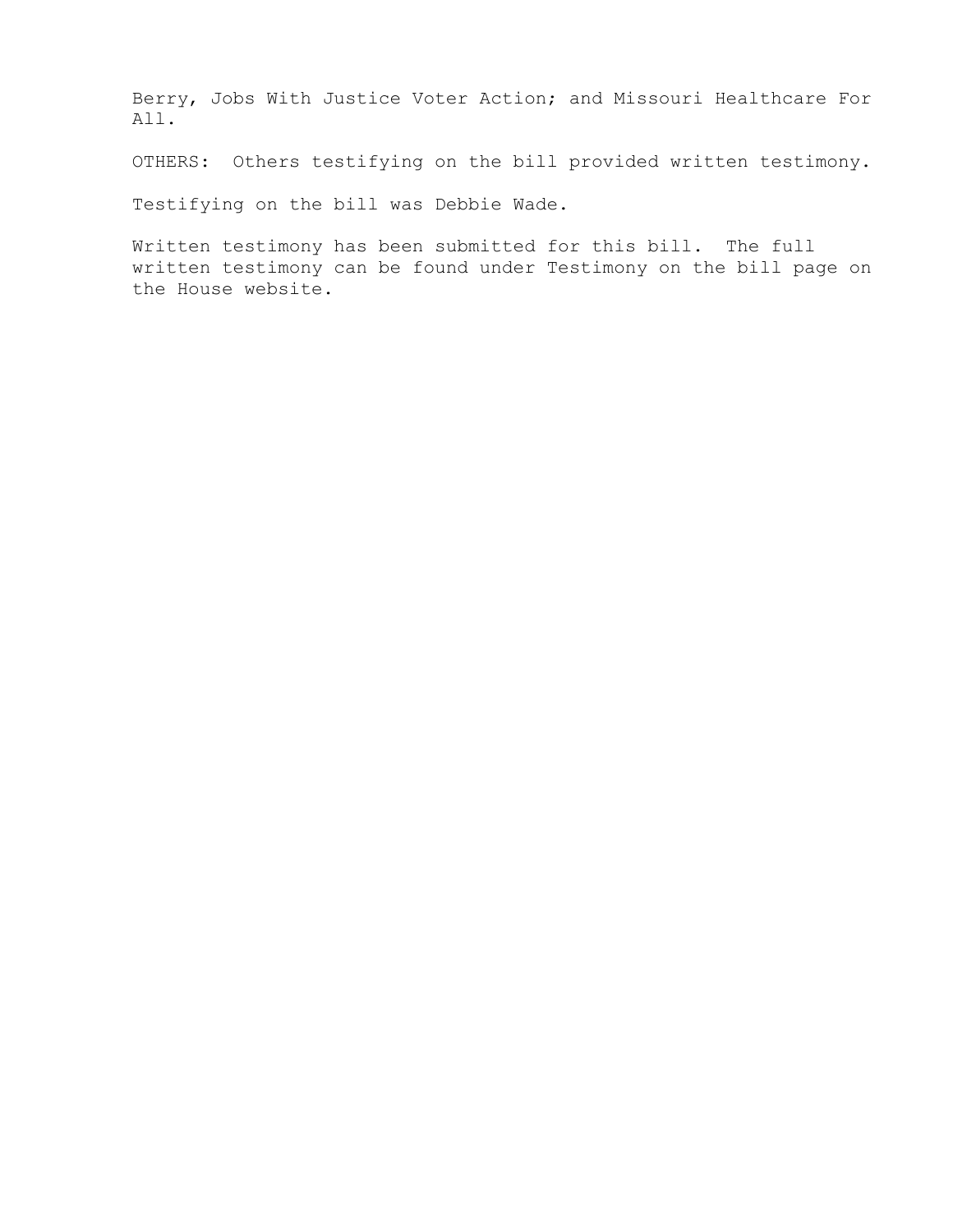Berry, Jobs With Justice Voter Action; and Missouri Healthcare For All.

OTHERS: Others testifying on the bill provided written testimony.

Testifying on the bill was Debbie Wade.

Written testimony has been submitted for this bill. The full written testimony can be found under Testimony on the bill page on the House website.